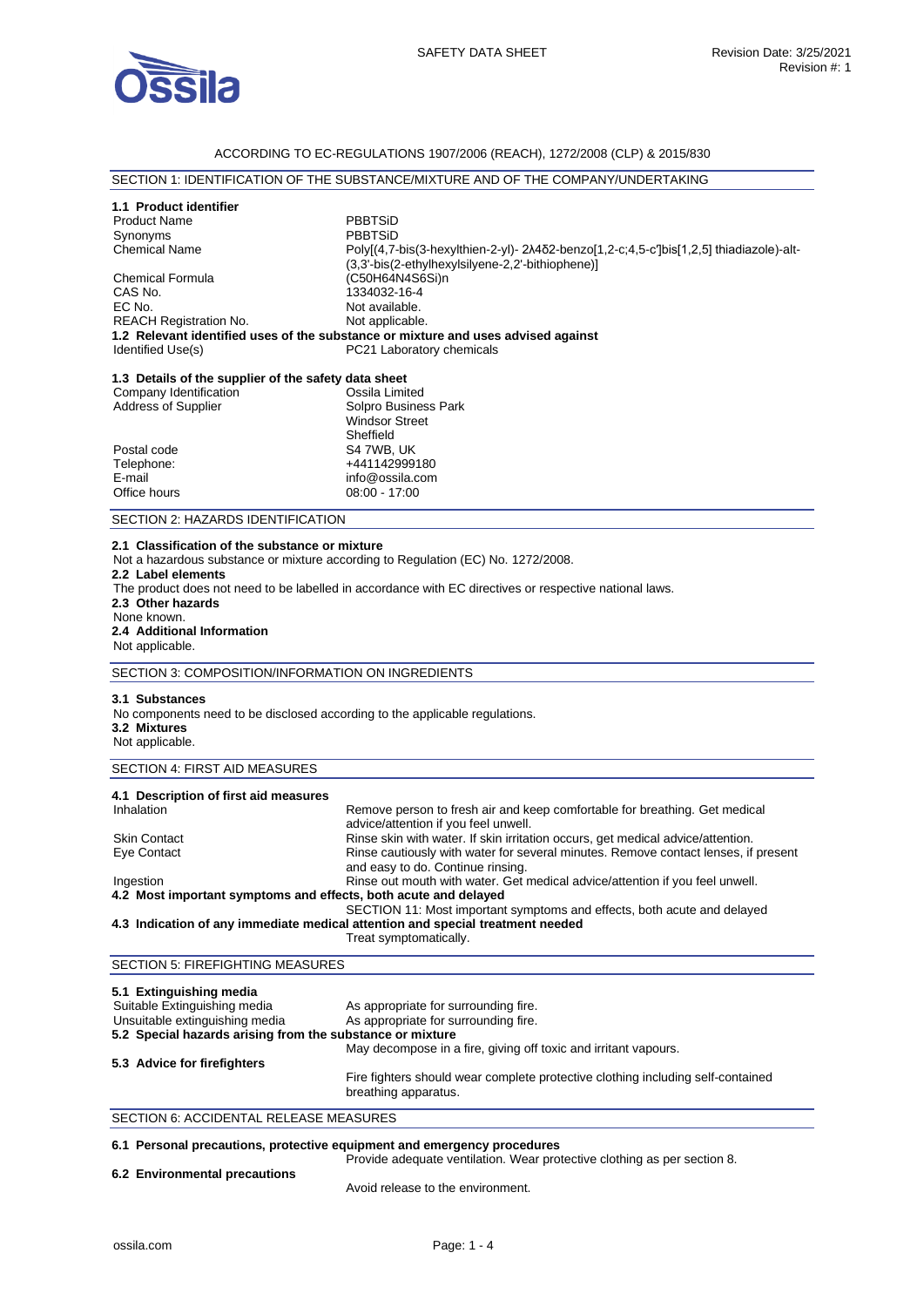ACCORDING TO EC-REGULATIONS 1907/2006 (REACH), 1272/2008 (CLP) & 2015/830

## SECTION 1: IDENTIFICATION OF THE SUBSTANCE/MIXTURE AND OF THE COMPANY/UNDERTAKING

### 1.1 Product identifier

| | |
|---|---|
| Product Name | PBBTSiD |
| Synonyms | PBBTSiD |
| Chemical Name | Poly[(4,7-bis(3-hexylthien-2-yl)- 2λ4δ2-benzo[1,2-c;4,5-c′]bis[1,2,5] thiadiazole)-alt-(3,3'-bis(2-ethylhexylsilyene-2,2'-bithiophene)] |
| Chemical Formula | $(C_{50}H_{64}N_4S_6Si)_n$ |
| CAS No. | 1334032-16-4 |
| EC No. | Not available. |
| REACH Registration No. | Not applicable. |

### 1.2 Relevant identified uses of the substance or mixture and uses advised against

| | |
|---|---|
| Identified Use(s) | PC21 Laboratory chemicals |

### 1.3 Details of the supplier of the safety data sheet

| | |
|---|---|
| Company Identification | Ossila Limited |
| Address of Supplier | Solpro Business Park<br>Windsor Street<br>Sheffield |
| Postal code | S4 7WB, UK |
| Telephone: | +441142999180 |
| E-mail | info@ossila.com |
| Office hours | 08:00 - 17:00 |

## SECTION 2: HAZARDS IDENTIFICATION

**2.1 Classification of the substance or mixture**

Not a hazardous substance or mixture according to Regulation (EC) No. 1272/2008.

**2.2 Label elements**

The product does not need to be labelled in accordance with EC directives or respective national laws.

**2.3 Other hazards**

None known.

**2.4 Additional Information**

Not applicable.

## SECTION 3: COMPOSITION/INFORMATION ON INGREDIENTS

**3.1 Substances**

No components need to be disclosed according to the applicable regulations.

**3.2 Mixtures**

Not applicable.

## SECTION 4: FIRST AID MEASURES

### 4.1 Description of first aid measures

| | |
|---|---|
| Inhalation | Remove person to fresh air and keep comfortable for breathing. Get medical advice/attention if you feel unwell. |
| Skin Contact | Rinse skin with water. If skin irritation occurs, get medical advice/attention. |
| Eye Contact | Rinse cautiously with water for several minutes. Remove contact lenses, if present and easy to do. Continue rinsing. |
| Ingestion | Rinse out mouth with water. Get medical advice/attention if you feel unwell. |

**4.2 Most important symptoms and effects, both acute and delayed**

SECTION 11: Most important symptoms and effects, both acute and delayed

**4.3 Indication of any immediate medical attention and special treatment needed**

Treat symptomatically.

## SECTION 5: FIREFIGHTING MEASURES

### 5.1 Extinguishing media

| | |
|---|---|
| Suitable Extinguishing media | As appropriate for surrounding fire. |
| Unsuitable extinguishing media | As appropriate for surrounding fire. |

**5.2 Special hazards arising from the substance or mixture**

May decompose in a fire, giving off toxic and irritant vapours.

**5.3 Advice for firefighters**

Fire fighters should wear complete protective clothing including self-contained breathing apparatus.

## SECTION 6: ACCIDENTAL RELEASE MEASURES

**6.1 Personal precautions, protective equipment and emergency procedures**

Provide adequate ventilation. Wear protective clothing as per section 8.

**6.2 Environmental precautions**

Avoid release to the environment.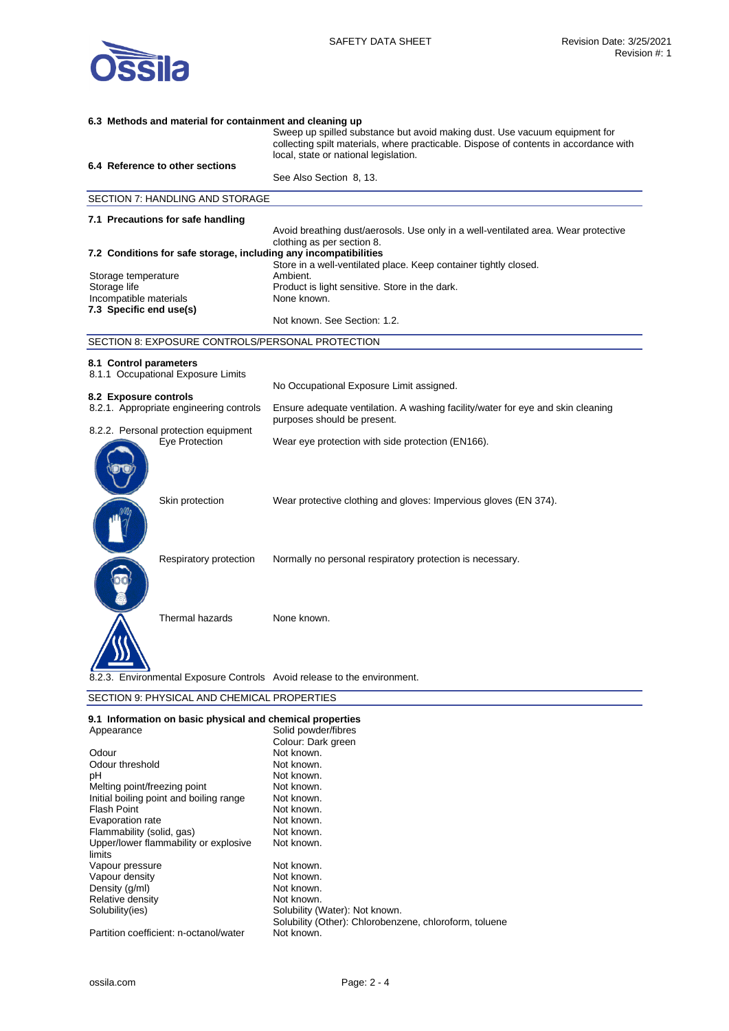**6.3 Methods and material for containment and cleaning up**

Sweep up spilled substance but avoid making dust. Use vacuum equipment for collecting spilt materials, where practicable. Dispose of contents in accordance with local, state or national legislation.

**6.4 Reference to other sections**

See Also Section 8, 13.

## SECTION 7: HANDLING AND STORAGE

**7.1 Precautions for safe handling**

Avoid breathing dust/aerosols. Use only in a well-ventilated area. Wear protective clothing as per section 8.

**7.2 Conditions for safe storage, including any incompatibilities**

Store in a well-ventilated place. Keep container tightly closed.

| | |
|---|---|
| Storage temperature | Ambient. |
| Storage life | Product is light sensitive. Store in the dark. |
| Incompatible materials | None known. |

**7.3 Specific end use(s)**

Not known. See Section: 1.2.

## SECTION 8: EXPOSURE CONTROLS/PERSONAL PROTECTION

**8.1 Control parameters**

8.1.1 Occupational Exposure Limits

No Occupational Exposure Limit assigned.

**8.2 Exposure controls**

8.2.1. Appropriate engineering controls: Ensure adequate ventilation. A washing facility/water for eye and skin cleaning purposes should be present.

8.2.2. Personal protection equipment

| | |
|---|---|
| Eye Protection | Wear eye protection with side protection (EN166). |
| Skin protection | Wear protective clothing and gloves: Impervious gloves (EN 374). |
| Respiratory protection | Normally no personal respiratory protection is necessary. |
| Thermal hazards | None known. |

8.2.3. Environmental Exposure Controls: Avoid release to the environment.

## SECTION 9: PHYSICAL AND CHEMICAL PROPERTIES

**9.1 Information on basic physical and chemical properties**

| | |
|---|---|
| Appearance | Solid powder/fibres<br>Colour: Dark green |
| Odour | Not known. |
| Odour threshold | Not known. |
| pH | Not known. |
| Melting point/freezing point | Not known. |
| Initial boiling point and boiling range | Not known. |
| Flash Point | Not known. |
| Evaporation rate | Not known. |
| Flammability (solid, gas) | Not known. |
| Upper/lower flammability or explosive limits | Not known. |
| Vapour pressure | Not known. |
| Vapour density | Not known. |
| Density (g/ml) | Not known. |
| Relative density | Not known. |
| Solubility(ies) | Solubility (Water): Not known.<br>Solubility (Other): Chlorobenzene, chloroform, toluene |
| Partition coefficient: n-octanol/water | Not known. |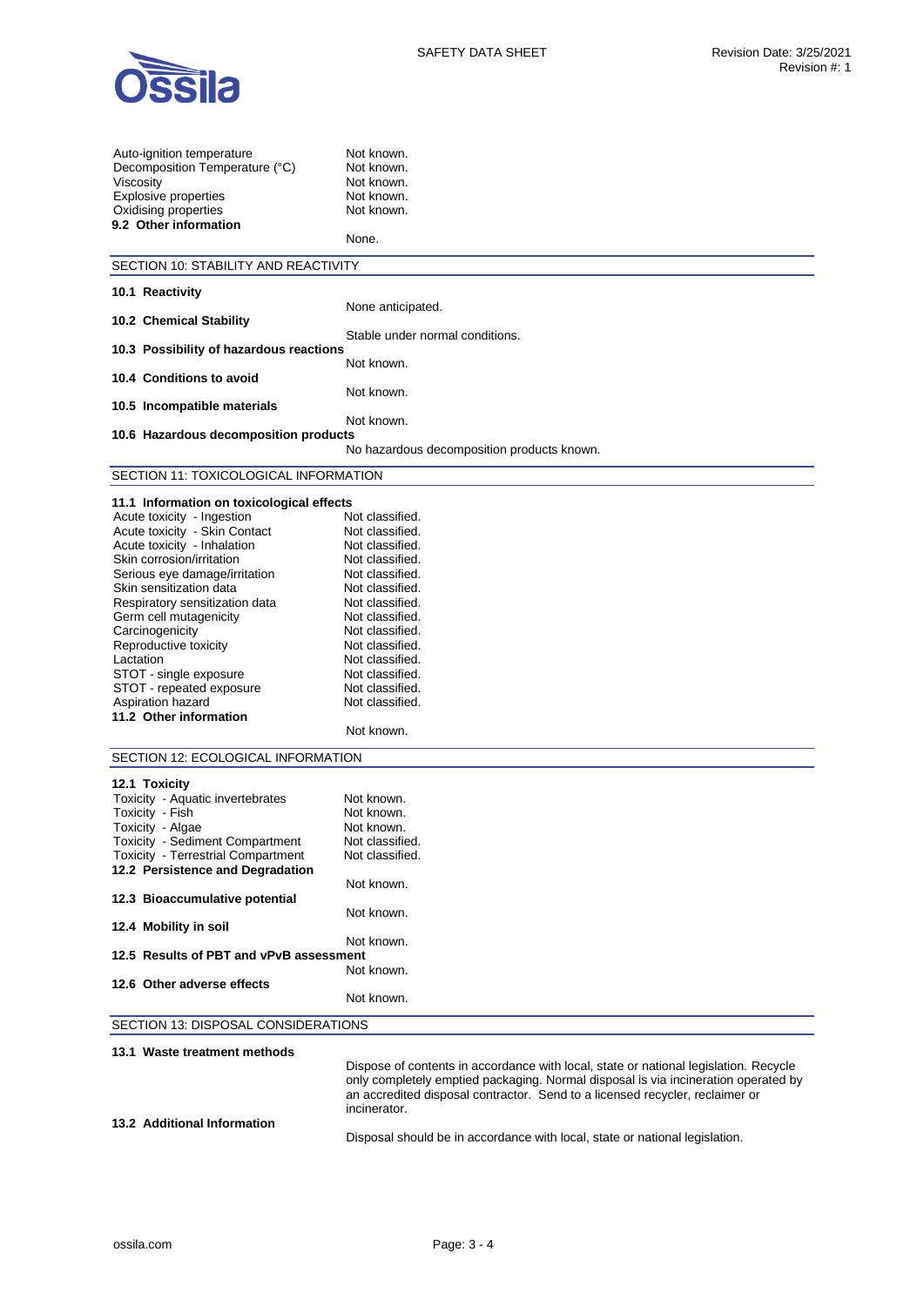| | |
|---|---|
| Auto-ignition temperature | Not known. |
| Decomposition Temperature (°C) | Not known. |
| Viscosity | Not known. |
| Explosive properties | Not known. |
| Oxidising properties | Not known. |

**9.2 Other information**

None.

## SECTION 10: STABILITY AND REACTIVITY

**10.1 Reactivity**

None anticipated.

**10.2 Chemical Stability**

Stable under normal conditions.

**10.3 Possibility of hazardous reactions**

Not known.

**10.4 Conditions to avoid**

Not known.

**10.5 Incompatible materials**

Not known.

**10.6 Hazardous decomposition products**

No hazardous decomposition products known.

## SECTION 11: TOXICOLOGICAL INFORMATION

**11.1 Information on toxicological effects**

| | |
|---|---|
| Acute toxicity - Ingestion | Not classified. |
| Acute toxicity - Skin Contact | Not classified. |
| Acute toxicity - Inhalation | Not classified. |
| Skin corrosion/irritation | Not classified. |
| Serious eye damage/irritation | Not classified. |
| Skin sensitization data | Not classified. |
| Respiratory sensitization data | Not classified. |
| Germ cell mutagenicity | Not classified. |
| Carcinogenicity | Not classified. |
| Reproductive toxicity | Not classified. |
| Lactation | Not classified. |
| STOT - single exposure | Not classified. |
| STOT - repeated exposure | Not classified. |
| Aspiration hazard | Not classified. |

**11.2 Other information**

Not known.

## SECTION 12: ECOLOGICAL INFORMATION

**12.1 Toxicity**

| | |
|---|---|
| Toxicity - Aquatic invertebrates | Not known. |
| Toxicity - Fish | Not known. |
| Toxicity - Algae | Not known. |
| Toxicity - Sediment Compartment | Not classified. |
| Toxicity - Terrestrial Compartment | Not classified. |

**12.2 Persistence and Degradation**

Not known.

**12.3 Bioaccumulative potential**

Not known.

**12.4 Mobility in soil**

Not known.

**12.5 Results of PBT and vPvB assessment**

Not known.

**12.6 Other adverse effects**

Not known.

## SECTION 13: DISPOSAL CONSIDERATIONS

**13.1 Waste treatment methods**

Dispose of contents in accordance with local, state or national legislation. Recycle only completely emptied packaging. Normal disposal is via incineration operated by an accredited disposal contractor. Send to a licensed recycler, reclaimer or incinerator.

**13.2 Additional Information**

Disposal should be in accordance with local, state or national legislation.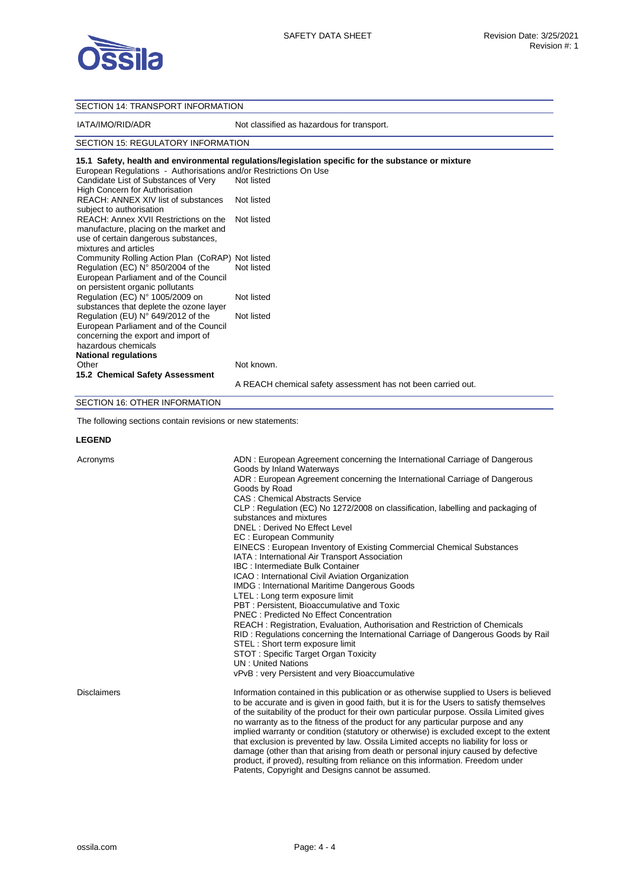## SECTION 14: TRANSPORT INFORMATION

| | |
|---|---|
| IATA/IMO/RID/ADR | Not classified as hazardous for transport. |

## SECTION 15: REGULATORY INFORMATION

**15.1 Safety, health and environmental regulations/legislation specific for the substance or mixture**

European Regulations - Authorisations and/or Restrictions On Use

| | |
|---|---|
| Candidate List of Substances of Very High Concern for Authorisation | Not listed |
| REACH: ANNEX XIV list of substances subject to authorisation | Not listed |
| REACH: Annex XVII Restrictions on the manufacture, placing on the market and use of certain dangerous substances, mixtures and articles | Not listed |
| Community Rolling Action Plan (CoRAP) | Not listed |
| Regulation (EC) N° 850/2004 of the European Parliament and of the Council on persistent organic pollutants | Not listed |
| Regulation (EC) N° 1005/2009 on substances that deplete the ozone layer | Not listed |
| Regulation (EU) N° 649/2012 of the European Parliament and of the Council concerning the export and import of hazardous chemicals | Not listed |

**National regulations**

| | |
|---|---|
| Other | Not known. |

**15.2 Chemical Safety Assessment**

A REACH chemical safety assessment has not been carried out.

## SECTION 16: OTHER INFORMATION

The following sections contain revisions or new statements:

**LEGEND**

Acronyms

ADN : European Agreement concerning the International Carriage of Dangerous Goods by Inland Waterways
ADR : European Agreement concerning the International Carriage of Dangerous Goods by Road
CAS : Chemical Abstracts Service
CLP : Regulation (EC) No 1272/2008 on classification, labelling and packaging of substances and mixtures
DNEL : Derived No Effect Level
EC : European Community
EINECS : European Inventory of Existing Commercial Chemical Substances
IATA : International Air Transport Association
IBC : Intermediate Bulk Container
ICAO : International Civil Aviation Organization
IMDG : International Maritime Dangerous Goods
LTEL : Long term exposure limit
PBT : Persistent, Bioaccumulative and Toxic
PNEC : Predicted No Effect Concentration
REACH : Registration, Evaluation, Authorisation and Restriction of Chemicals
RID : Regulations concerning the International Carriage of Dangerous Goods by Rail
STEL : Short term exposure limit
STOT : Specific Target Organ Toxicity
UN : United Nations
vPvB : very Persistent and very Bioaccumulative

Disclaimers

Information contained in this publication or as otherwise supplied to Users is believed to be accurate and is given in good faith, but it is for the Users to satisfy themselves of the suitability of the product for their own particular purpose. Ossila Limited gives no warranty as to the fitness of the product for any particular purpose and any implied warranty or condition (statutory or otherwise) is excluded except to the extent that exclusion is prevented by law. Ossila Limited accepts no liability for loss or damage (other than that arising from death or personal injury caused by defective product, if proved), resulting from reliance on this information. Freedom under Patents, Copyright and Designs cannot be assumed.